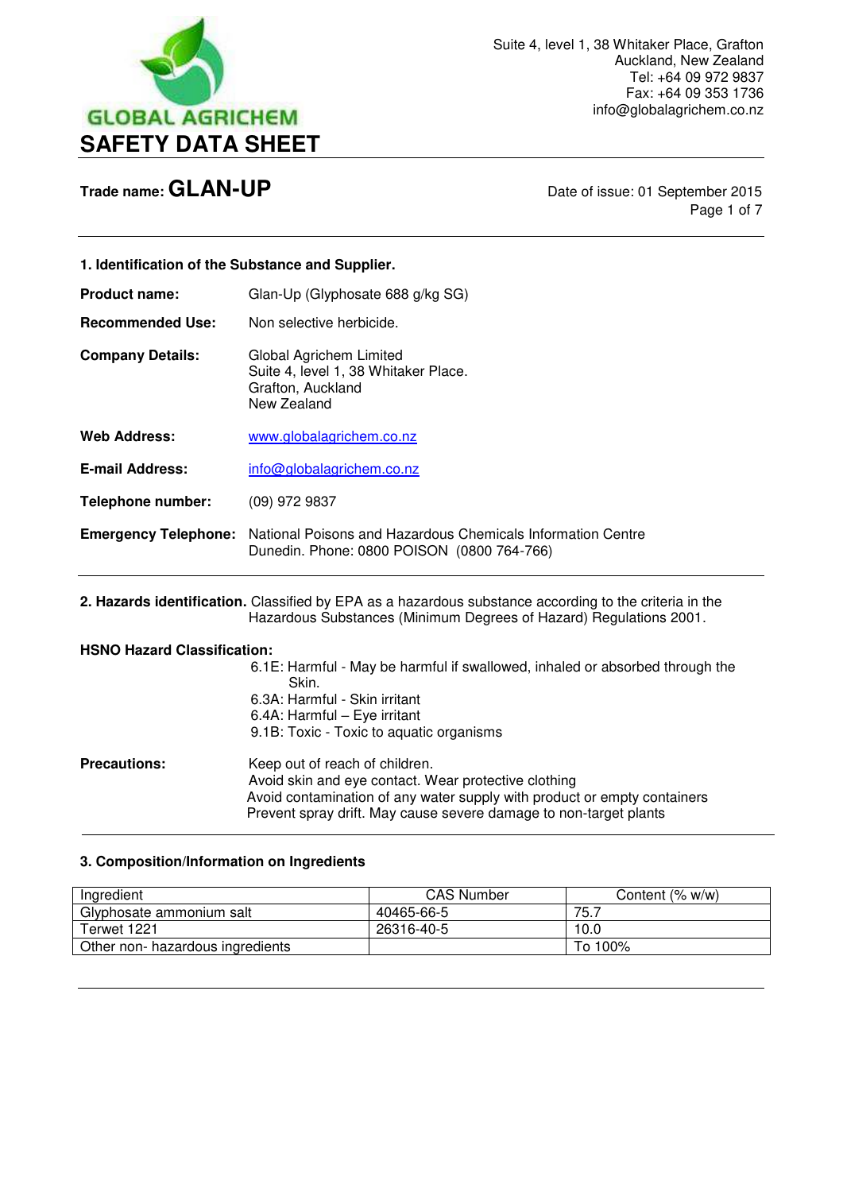GLOBAL AGRICHEM

# SAFETY DATA SHEET

Suite 4, level 1, 38 Whitaker Place, Grafton
Auckland, New Zealand
Tel: +64 09 972 9837
Fax: +64 09 353 1736
info@globalagrichem.co.nz

**Trade name: GLAN-UP**

Date of issue: 01 September 2015

## 1. Identification of the Substance and Supplier.

**Product name:** Glan-Up (Glyphosate 688 g/kg SG)

**Recommended Use:** Non selective herbicide.

**Company Details:** Global Agrichem Limited
Suite 4, level 1, 38 Whitaker Place.
Grafton, Auckland
New Zealand

**Web Address:** www.globalagrichem.co.nz

**E-mail Address:** info@globalagrichem.co.nz

**Telephone number:** (09) 972 9837

**Emergency Telephone:** National Poisons and Hazardous Chemicals Information Centre Dunedin. Phone: 0800 POISON (0800 764-766)

## 2. Hazards identification.

Classified by EPA as a hazardous substance according to the criteria in the Hazardous Substances (Minimum Degrees of Hazard) Regulations 2001.

**HSNO Hazard Classification:**

6.1E: Harmful - May be harmful if swallowed, inhaled or absorbed through the Skin.
6.3A: Harmful - Skin irritant
6.4A: Harmful – Eye irritant
9.1B: Toxic - Toxic to aquatic organisms

**Precautions:**

Keep out of reach of children.
Avoid skin and eye contact. Wear protective clothing
Avoid contamination of any water supply with product or empty containers
Prevent spray drift. May cause severe damage to non-target plants

## 3. Composition/Information on Ingredients

| Ingredient | CAS Number | Content (% w/w) |
|---|---|---|
| Glyphosate ammonium salt | 40465-66-5 | 75.7 |
| Terwet 1221 | 26316-40-5 | 10.0 |
| Other non- hazardous ingredients | | To 100% |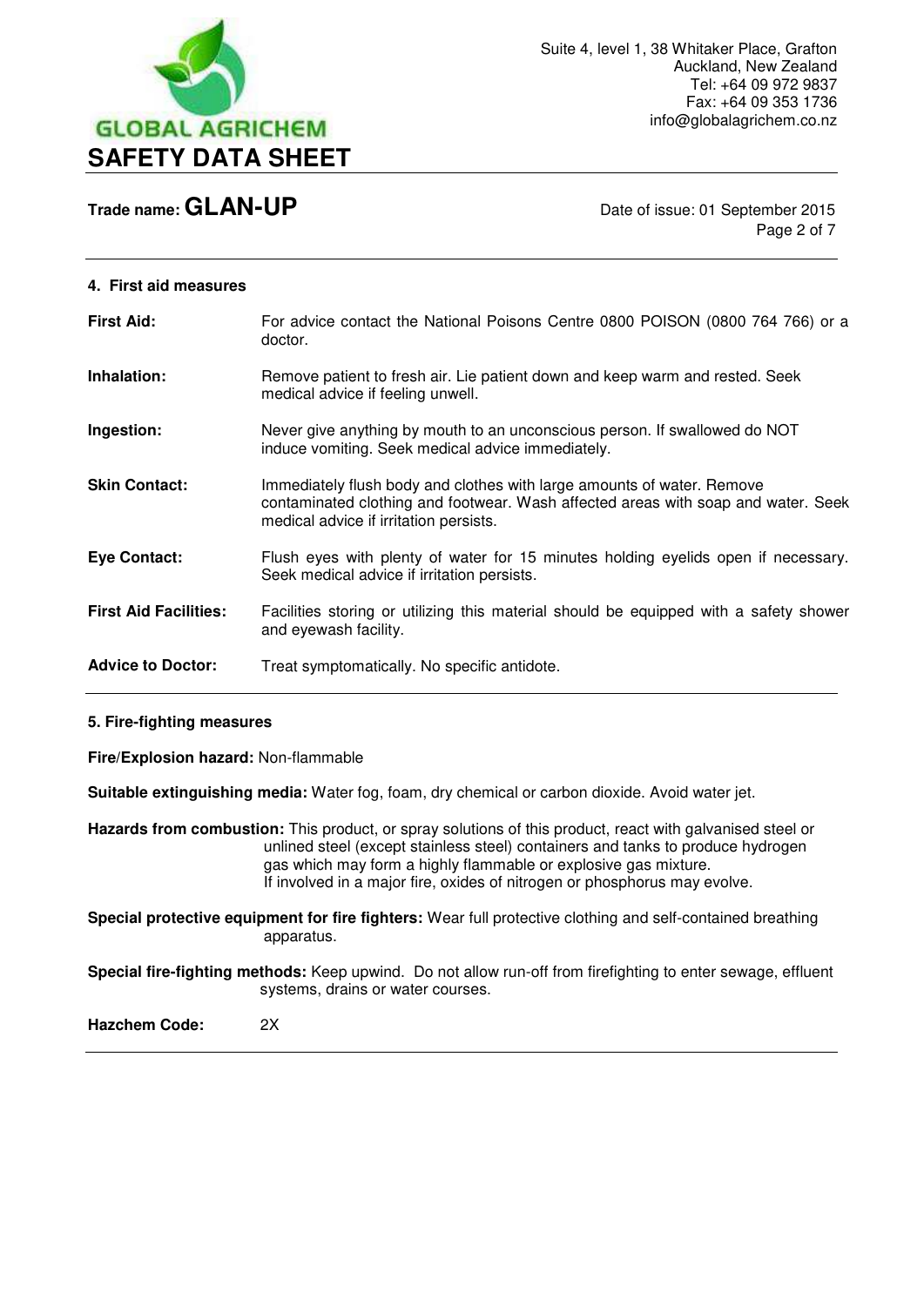## 4. First aid measures

**First Aid:** For advice contact the National Poisons Centre 0800 POISON (0800 764 766) or a doctor.

**Inhalation:** Remove patient to fresh air. Lie patient down and keep warm and rested. Seek medical advice if feeling unwell.

**Ingestion:** Never give anything by mouth to an unconscious person. If swallowed do NOT induce vomiting. Seek medical advice immediately.

**Skin Contact:** Immediately flush body and clothes with large amounts of water. Remove contaminated clothing and footwear. Wash affected areas with soap and water. Seek medical advice if irritation persists.

**Eye Contact:** Flush eyes with plenty of water for 15 minutes holding eyelids open if necessary. Seek medical advice if irritation persists.

**First Aid Facilities:** Facilities storing or utilizing this material should be equipped with a safety shower and eyewash facility.

**Advice to Doctor:** Treat symptomatically. No specific antidote.

## 5. Fire-fighting measures

**Fire/Explosion hazard:** Non-flammable

**Suitable extinguishing media:** Water fog, foam, dry chemical or carbon dioxide. Avoid water jet.

**Hazards from combustion:** This product, or spray solutions of this product, react with galvanised steel or unlined steel (except stainless steel) containers and tanks to produce hydrogen gas which may form a highly flammable or explosive gas mixture.
If involved in a major fire, oxides of nitrogen or phosphorus may evolve.

**Special protective equipment for fire fighters:** Wear full protective clothing and self-contained breathing apparatus.

**Special fire-fighting methods:** Keep upwind. Do not allow run-off from firefighting to enter sewage, effluent systems, drains or water courses.

**Hazchem Code:** 2X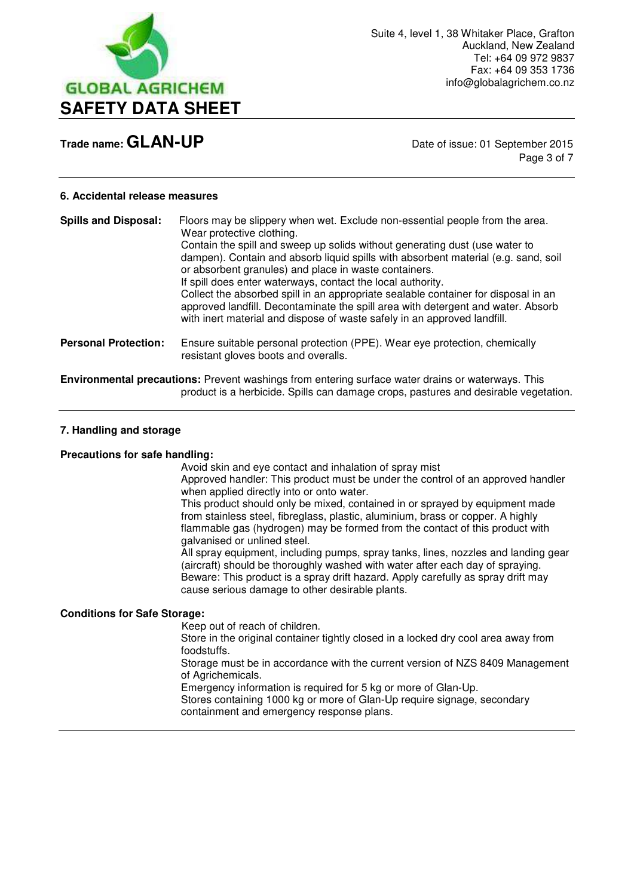## 6. Accidental release measures

**Spills and Disposal:** Floors may be slippery when wet. Exclude non-essential people from the area. Wear protective clothing.
Contain the spill and sweep up solids without generating dust (use water to dampen). Contain and absorb liquid spills with absorbent material (e.g. sand, soil or absorbent granules) and place in waste containers.
If spill does enter waterways, contact the local authority.
Collect the absorbed spill in an appropriate sealable container for disposal in an approved landfill. Decontaminate the spill area with detergent and water. Absorb with inert material and dispose of waste safely in an approved landfill.

**Personal Protection:** Ensure suitable personal protection (PPE). Wear eye protection, chemically resistant gloves boots and overalls.

**Environmental precautions:** Prevent washings from entering surface water drains or waterways. This product is a herbicide. Spills can damage crops, pastures and desirable vegetation.

## 7. Handling and storage

**Precautions for safe handling:**

Avoid skin and eye contact and inhalation of spray mist
Approved handler: This product must be under the control of an approved handler when applied directly into or onto water.
This product should only be mixed, contained in or sprayed by equipment made from stainless steel, fibreglass, plastic, aluminium, brass or copper. A highly flammable gas (hydrogen) may be formed from the contact of this product with galvanised or unlined steel.
All spray equipment, including pumps, spray tanks, lines, nozzles and landing gear (aircraft) should be thoroughly washed with water after each day of spraying.
Beware: This product is a spray drift hazard. Apply carefully as spray drift may cause serious damage to other desirable plants.

**Conditions for Safe Storage:**

Keep out of reach of children.
Store in the original container tightly closed in a locked dry cool area away from foodstuffs.
Storage must be in accordance with the current version of NZS 8409 Management of Agrichemicals.
Emergency information is required for 5 kg or more of Glan-Up.
Stores containing 1000 kg or more of Glan-Up require signage, secondary containment and emergency response plans.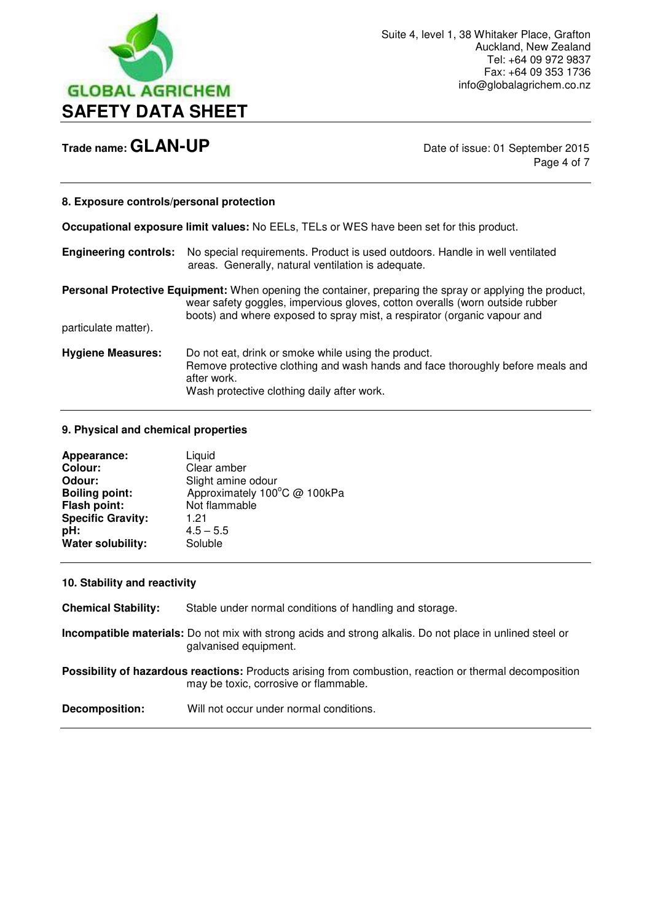## 8. Exposure controls/personal protection

**Occupational exposure limit values:** No EELs, TELs or WES have been set for this product.

**Engineering controls:** No special requirements. Product is used outdoors. Handle in well ventilated areas. Generally, natural ventilation is adequate.

**Personal Protective Equipment:** When opening the container, preparing the spray or applying the product, wear safety goggles, impervious gloves, cotton overalls (worn outside rubber boots) and where exposed to spray mist, a respirator (organic vapour and particulate matter).

**Hygiene Measures:** Do not eat, drink or smoke while using the product.
Remove protective clothing and wash hands and face thoroughly before meals and after work.
Wash protective clothing daily after work.

## 9. Physical and chemical properties

| | |
|---|---|
| **Appearance:** | Liquid |
| **Colour:** | Clear amber |
| **Odour:** | Slight amine odour |
| **Boiling point:** | Approximately 100°C @ 100kPa |
| **Flash point:** | Not flammable |
| **Specific Gravity:** | 1.21 |
| **pH:** | 4.5 – 5.5 |
| **Water solubility:** | Soluble |

## 10. Stability and reactivity

**Chemical Stability:** Stable under normal conditions of handling and storage.

**Incompatible materials:** Do not mix with strong acids and strong alkalis. Do not place in unlined steel or galvanised equipment.

**Possibility of hazardous reactions:** Products arising from combustion, reaction or thermal decomposition may be toxic, corrosive or flammable.

**Decomposition:** Will not occur under normal conditions.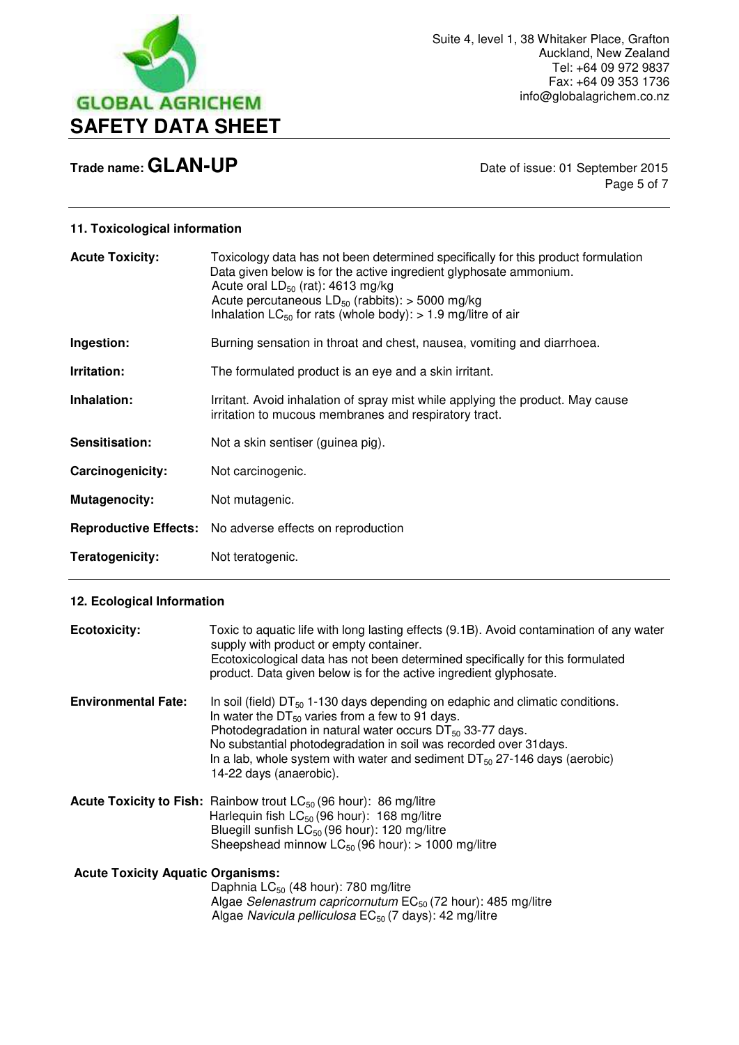## 11. Toxicological information

**Acute Toxicity:** Toxicology data has not been determined specifically for this product formulation Data given below is for the active ingredient glyphosate ammonium.
Acute oral $LD_{50}$ (rat): 4613 mg/kg
Acute percutaneous $LD_{50}$ (rabbits): > 5000 mg/kg
Inhalation $LC_{50}$ for rats (whole body): > 1.9 mg/litre of air

**Ingestion:** Burning sensation in throat and chest, nausea, vomiting and diarrhoea.

**Irritation:** The formulated product is an eye and a skin irritant.

**Inhalation:** Irritant. Avoid inhalation of spray mist while applying the product. May cause irritation to mucous membranes and respiratory tract.

**Sensitisation:** Not a skin sentiser (guinea pig).

**Carcinogenicity:** Not carcinogenic.

**Mutagenocity:** Not mutagenic.

**Reproductive Effects:** No adverse effects on reproduction

**Teratogenicity:** Not teratogenic.

## 12. Ecological Information

**Ecotoxicity:** Toxic to aquatic life with long lasting effects (9.1B). Avoid contamination of any water supply with product or empty container.
Ecotoxicological data has not been determined specifically for this formulated product. Data given below is for the active ingredient glyphosate.

**Environmental Fate:** In soil (field) $DT_{50}$ 1-130 days depending on edaphic and climatic conditions.
In water the $DT_{50}$ varies from a few to 91 days.
Photodegradation in natural water occurs $DT_{50}$ 33-77 days.
No substantial photodegradation in soil was recorded over 31days.
In a lab, whole system with water and sediment $DT_{50}$ 27-146 days (aerobic) 14-22 days (anaerobic).

**Acute Toxicity to Fish:** Rainbow trout $LC_{50}$ (96 hour): 86 mg/litre
Harlequin fish $LC_{50}$ (96 hour): 168 mg/litre
Bluegill sunfish $LC_{50}$ (96 hour): 120 mg/litre
Sheepshead minnow $LC_{50}$ (96 hour): > 1000 mg/litre

**Acute Toxicity Aquatic Organisms:**
Daphnia $LC_{50}$ (48 hour): 780 mg/litre
Algae *Selenastrum capricornutum* $EC_{50}$ (72 hour): 485 mg/litre
Algae *Navicula pelliculosa* $EC_{50}$ (7 days): 42 mg/litre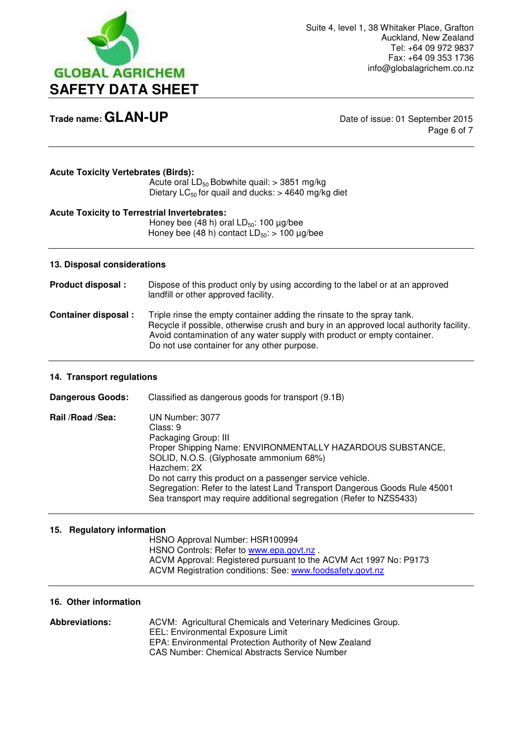**Acute Toxicity Vertebrates (Birds):**

Acute oral $LD_{50}$ Bobwhite quail: > 3851 mg/kg
Dietary $LC_{50}$ for quail and ducks: > 4640 mg/kg diet

**Acute Toxicity to Terrestrial Invertebrates:**

Honey bee (48 h) oral $LD_{50}$: 100 µg/bee
Honey bee (48 h) contact $LD_{50}$: > 100 µg/bee

## 13. Disposal considerations

**Product disposal :** Dispose of this product only by using according to the label or at an approved landfill or other approved facility.

**Container disposal :** Triple rinse the empty container adding the rinsate to the spray tank.
Recycle if possible, otherwise crush and bury in an approved local authority facility.
Avoid contamination of any water supply with product or empty container.
Do not use container for any other purpose.

## 14. Transport regulations

**Dangerous Goods:** Classified as dangerous goods for transport (9.1B)

**Rail /Road /Sea:** UN Number: 3077
Class: 9
Packaging Group: III
Proper Shipping Name: ENVIRONMENTALLY HAZARDOUS SUBSTANCE, SOLID, N.O.S. (Glyphosate ammonium 68%)
Hazchem: 2X
Do not carry this product on a passenger service vehicle.
Segregation: Refer to the latest Land Transport Dangerous Goods Rule 45001
Sea transport may require additional segregation (Refer to NZS5433)

## 15. Regulatory information

HSNO Approval Number: HSR100994
HSNO Controls: Refer to www.epa.govt.nz .
ACVM Approval: Registered pursuant to the ACVM Act 1997 No: P9173
ACVM Registration conditions: See: www.foodsafety.govt.nz

## 16. Other information

**Abbreviations:** ACVM: Agricultural Chemicals and Veterinary Medicines Group.
EEL: Environmental Exposure Limit
EPA: Environmental Protection Authority of New Zealand
CAS Number: Chemical Abstracts Service Number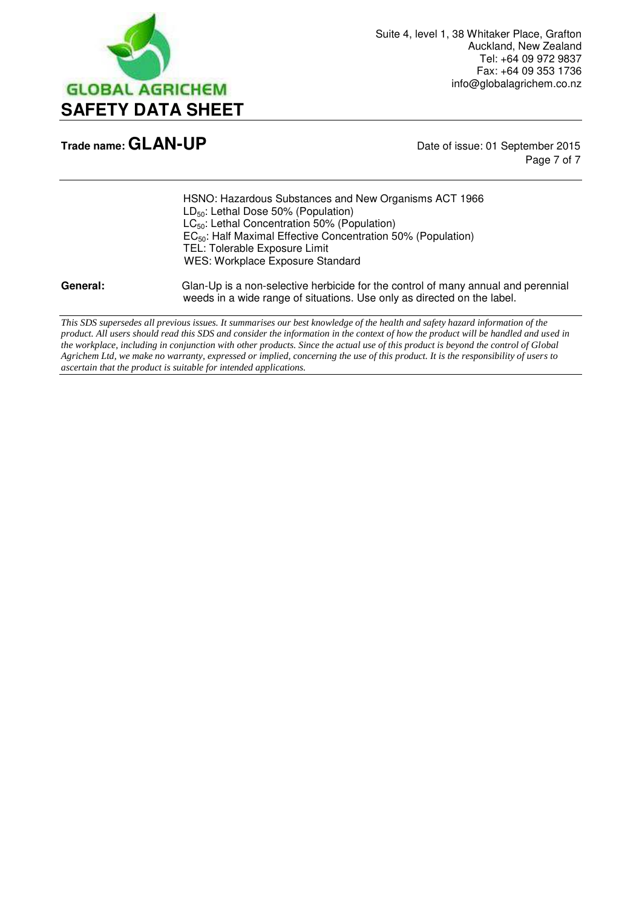HSNO: Hazardous Substances and New Organisms ACT 1966
$LD_{50}$: Lethal Dose 50% (Population)
$LC_{50}$: Lethal Concentration 50% (Population)
$EC_{50}$: Half Maximal Effective Concentration 50% (Population)
TEL: Tolerable Exposure Limit
WES: Workplace Exposure Standard

**General:** Glan-Up is a non-selective herbicide for the control of many annual and perennial weeds in a wide range of situations. Use only as directed on the label.

*This SDS supersedes all previous issues. It summarises our best knowledge of the health and safety hazard information of the product. All users should read this SDS and consider the information in the context of how the product will be handled and used in the workplace, including in conjunction with other products. Since the actual use of this product is beyond the control of Global Agrichem Ltd, we make no warranty, expressed or implied, concerning the use of this product. It is the responsibility of users to ascertain that the product is suitable for intended applications.*